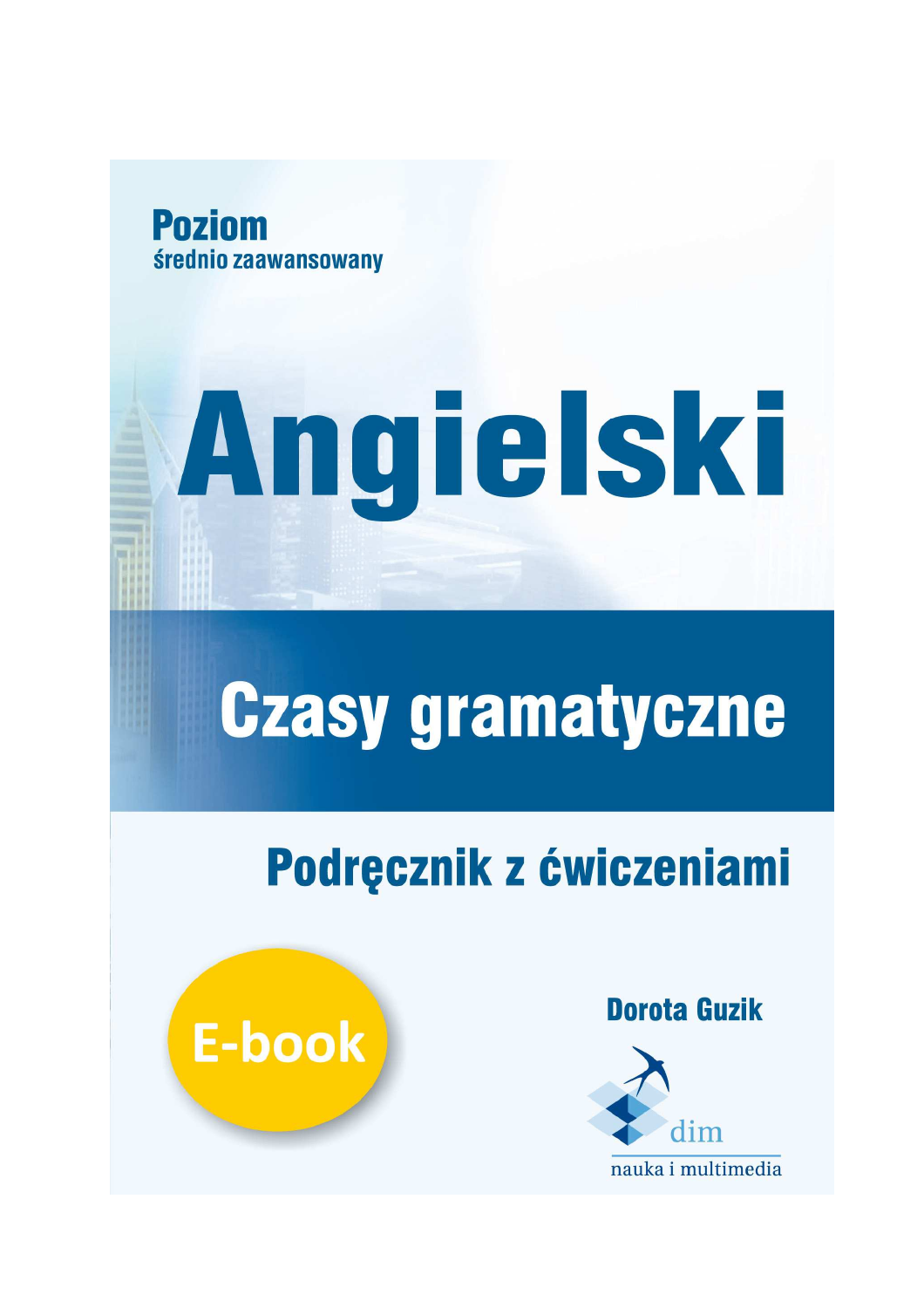**Poziom**
średnio zaawansowany

# Angielski

## Czasy gramatyczne

### Podręcznik z ćwiczeniami

E-book

**Dorota Guzik**

dim
nauka i multimedia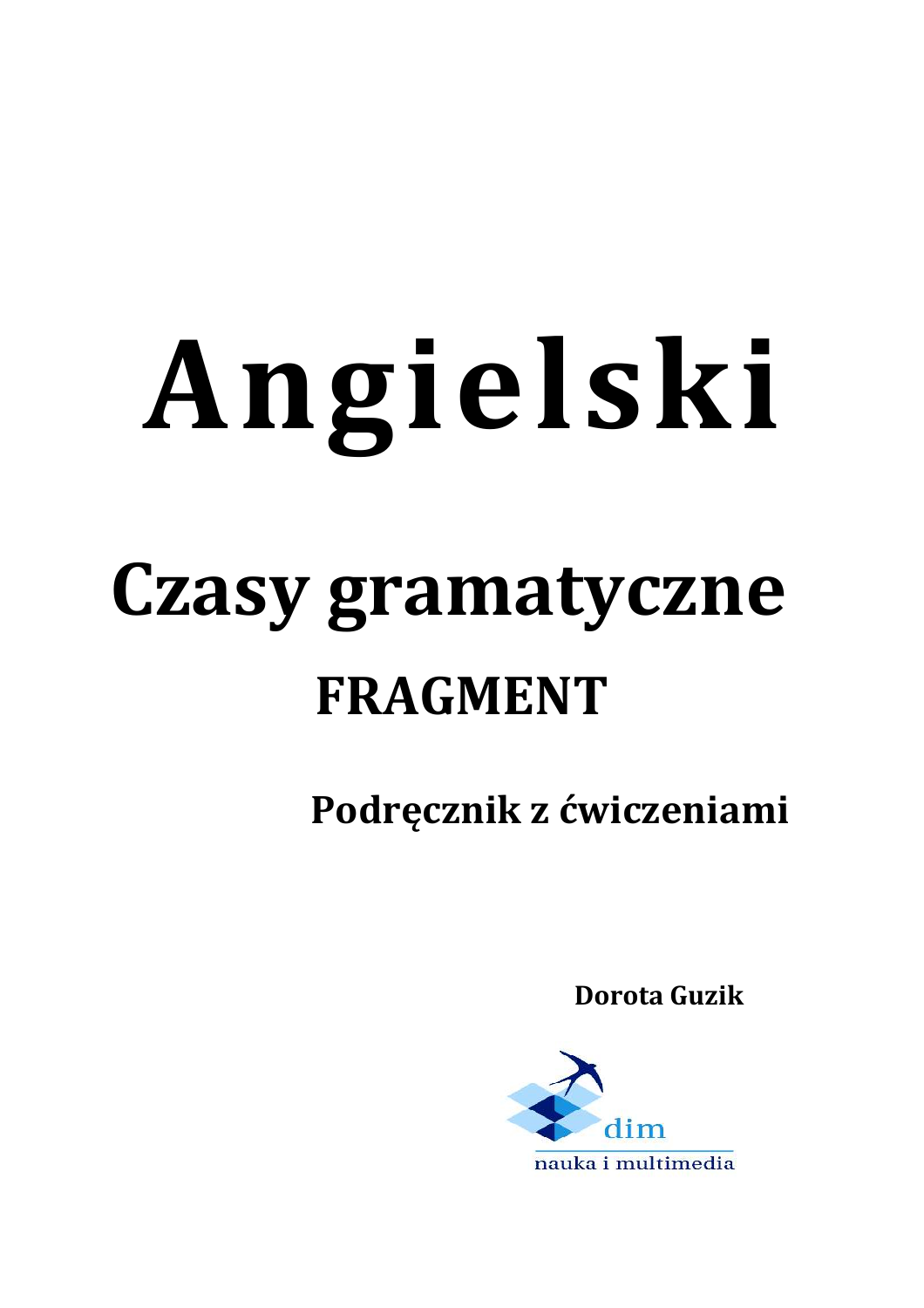# Angielski

## Czasy gramatyczne

### FRAGMENT

**Podręcznik z ćwiczeniami**

**Dorota Guzik**

dim

nauka i multimedia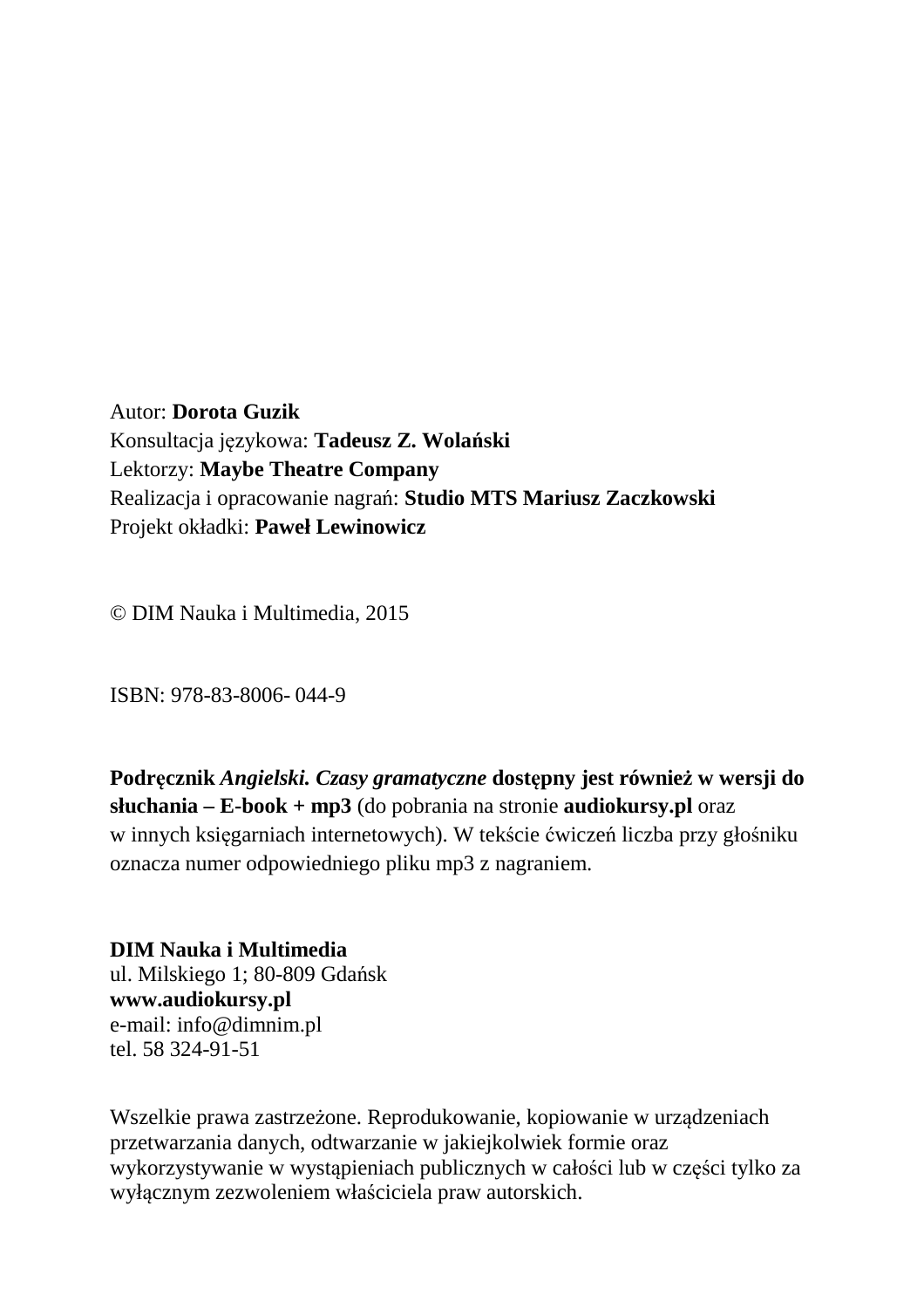Autor: **Dorota Guzik**
Konsultacja językowa: **Tadeusz Z. Wolański**
Lektorzy: **Maybe Theatre Company**
Realizacja i opracowanie nagrań: **Studio MTS Mariusz Zaczkowski**
Projekt okładki: **Paweł Lewinowicz**

© DIM Nauka i Multimedia, 2015

ISBN: 978-83-8006- 044-9

**Podręcznik *Angielski. Czasy gramatyczne* dostępny jest również w wersji do słuchania – E-book + mp3** (do pobrania na stronie **audiokursy.pl** oraz w innych księgarniach internetowych). W tekście ćwiczeń liczba przy głośniku oznacza numer odpowiedniego pliku mp3 z nagraniem.

**DIM Nauka i Multimedia**
ul. Milskiego 1; 80-809 Gdańsk
**www.audiokursy.pl**
e-mail: info@dimnim.pl
tel. 58 324-91-51

Wszelkie prawa zastrzeżone. Reprodukowanie, kopiowanie w urządzeniach przetwarzania danych, odtwarzanie w jakiejkolwiek formie oraz wykorzystywanie w wystąpieniach publicznych w całości lub w części tylko za wyłącznym zezwoleniem właściciela praw autorskich.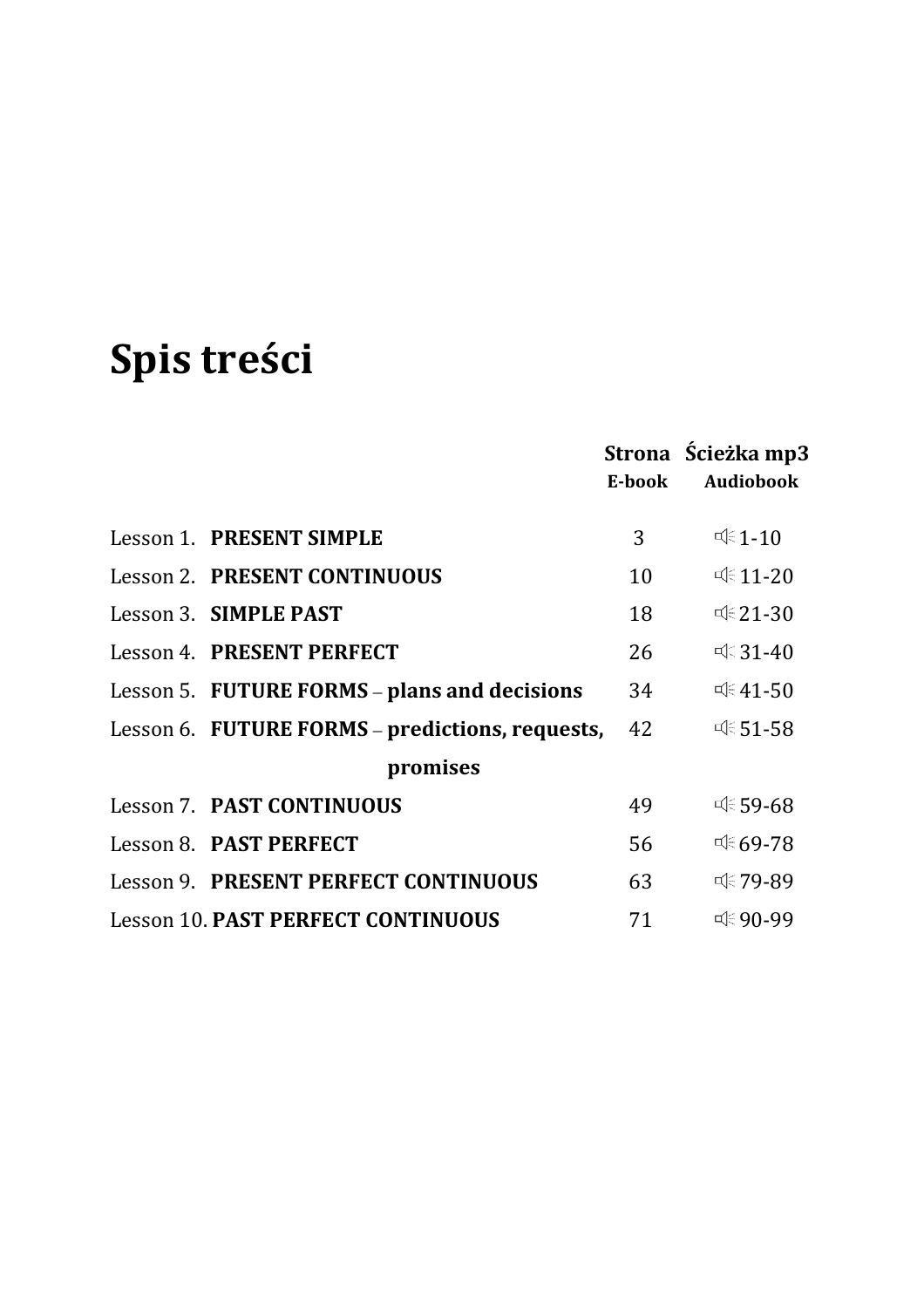# Spis treści

| | Strona<br>E-book | Ścieżka mp3<br>Audiobook |
|---|---|---|
| Lesson 1. **PRESENT SIMPLE** | 3 | 🔈 1-10 |
| Lesson 2. **PRESENT CONTINUOUS** | 10 | 🔈 11-20 |
| Lesson 3. **SIMPLE PAST** | 18 | 🔈 21-30 |
| Lesson 4. **PRESENT PERFECT** | 26 | 🔈 31-40 |
| Lesson 5. **FUTURE FORMS** – **plans and decisions** | 34 | 🔈 41-50 |
| Lesson 6. **FUTURE FORMS** – **predictions, requests, promises** | 42 | 🔈 51-58 |
| Lesson 7. **PAST CONTINUOUS** | 49 | 🔈 59-68 |
| Lesson 8. **PAST PERFECT** | 56 | 🔈 69-78 |
| Lesson 9. **PRESENT PERFECT CONTINUOUS** | 63 | 🔈 79-89 |
| Lesson 10. **PAST PERFECT CONTINUOUS** | 71 | 🔈 90-99 |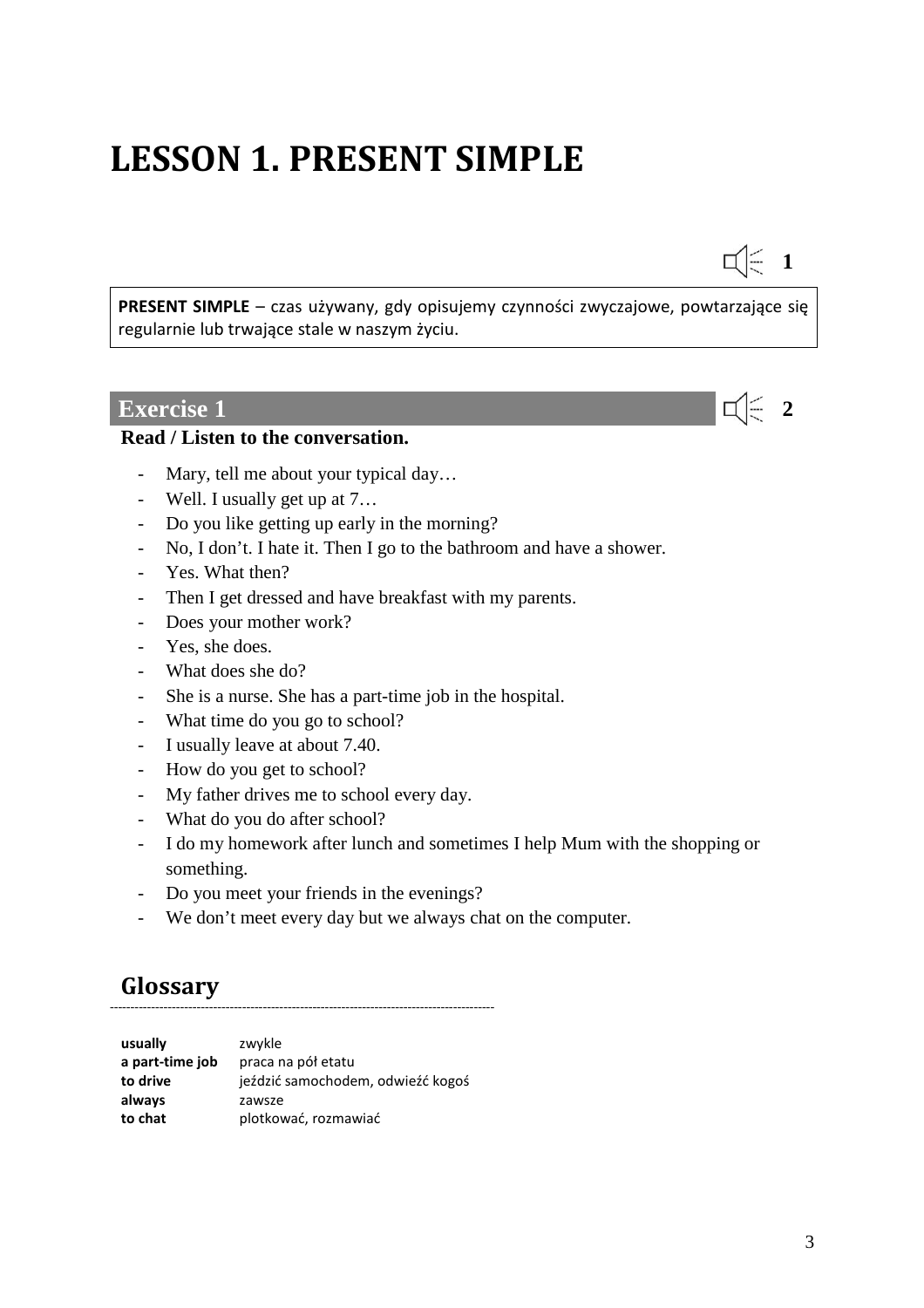# LESSON 1. PRESENT SIMPLE

1

**PRESENT SIMPLE** – czas używany, gdy opisujemy czynności zwyczajowe, powtarzające się regularnie lub trwające stale w naszym życiu.

## Exercise 1

2

**Read / Listen to the conversation.**

- Mary, tell me about your typical day…
- Well. I usually get up at 7…
- Do you like getting up early in the morning?
- No, I don't. I hate it. Then I go to the bathroom and have a shower.
- Yes. What then?
- Then I get dressed and have breakfast with my parents.
- Does your mother work?
- Yes, she does.
- What does she do?
- She is a nurse. She has a part-time job in the hospital.
- What time do you go to school?
- I usually leave at about 7.40.
- How do you get to school?
- My father drives me to school every day.
- What do you do after school?
- I do my homework after lunch and sometimes I help Mum with the shopping or something.
- Do you meet your friends in the evenings?
- We don't meet every day but we always chat on the computer.

## Glossary

| | |
|---|---|
| **usually** | zwykle |
| **a part-time job** | praca na pół etatu |
| **to drive** | jeździć samochodem, odwieźć kogoś |
| **always** | zawsze |
| **to chat** | plotkować, rozmawiać |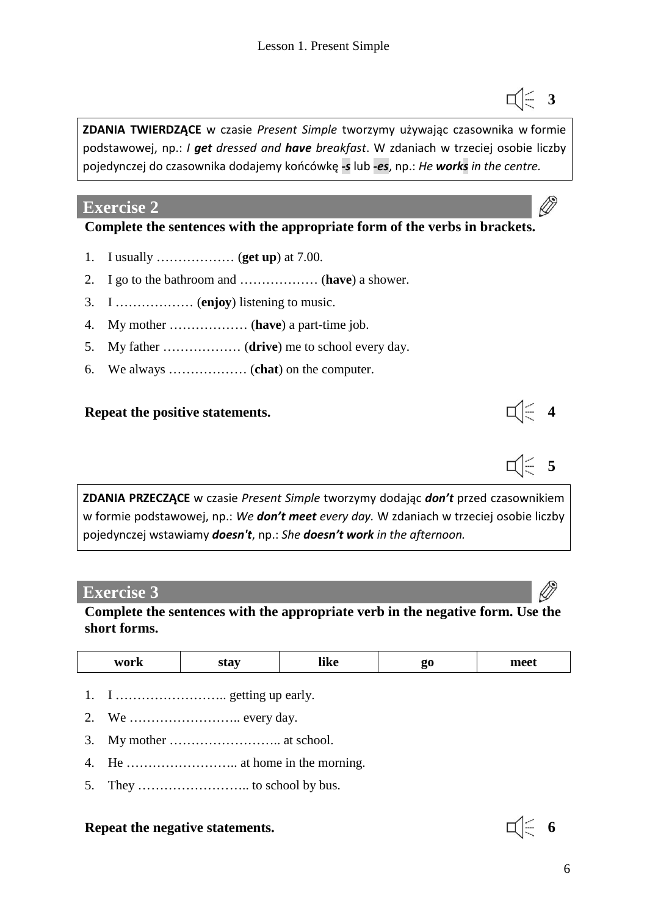3

**ZDANIA TWIERDZĄCE** w czasie *Present Simple* tworzymy używając czasownika w formie podstawowej, np.: *I* ***get*** *dressed and* ***have*** *breakfast*. W zdaniach w trzeciej osobie liczby pojedynczej do czasownika dodajemy końcówkę ***-s*** lub ***-es***, np.: *He* ***works*** *in the centre.*

## Exercise 2

**Complete the sentences with the appropriate form of the verbs in brackets.**

1. I usually ……………… (**get up**) at 7.00.
2. I go to the bathroom and ……………… (**have**) a shower.
3. I ……………… (**enjoy**) listening to music.
4. My mother ……………… (**have**) a part-time job.
5. My father ……………… (**drive**) me to school every day.
6. We always ……………… (**chat**) on the computer.

**Repeat the positive statements.** 4

5

**ZDANIA PRZECZĄCE** w czasie *Present Simple* tworzymy dodając ***don't*** przed czasownikiem w formie podstawowej, np.: *We* ***don't meet*** *every day.* W zdaniach w trzeciej osobie liczby pojedynczej wstawiamy ***doesn't***, np.: *She* ***doesn't work*** *in the afternoon.*

## Exercise 3

**Complete the sentences with the appropriate verb in the negative form. Use the short forms.**

| work | stay | like | go | meet |
|---|---|---|---|---|

1. I …………………….. getting up early.
2. We …………………….. every day.
3. My mother …………………….. at school.
4. He …………………….. at home in the morning.
5. They …………………….. to school by bus.

**Repeat the negative statements.** 6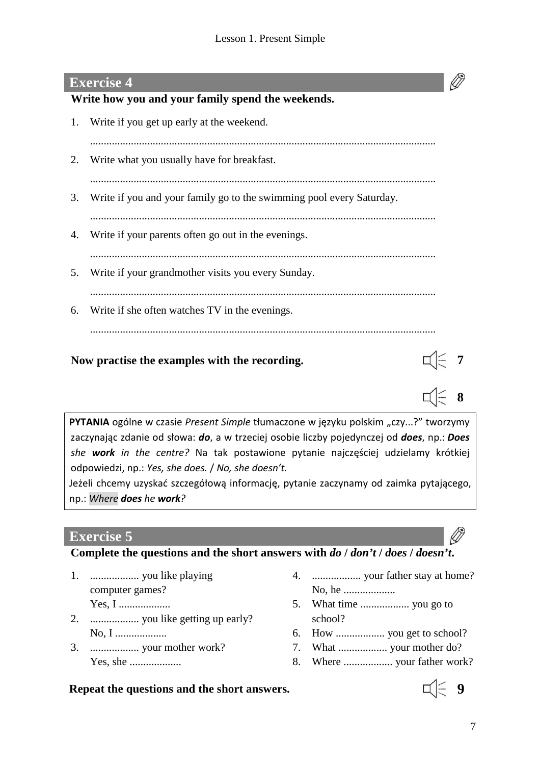## Exercise 4

**Write how you and your family spend the weekends.**

1. Write if you get up early at the weekend.

   ..............................................................................................................................

2. Write what you usually have for breakfast.

   ..............................................................................................................................

3. Write if you and your family go to the swimming pool every Saturday.

   ..............................................................................................................................

4. Write if your parents often go out in the evenings.

   ..............................................................................................................................

5. Write if your grandmother visits you every Sunday.

   ..............................................................................................................................

6. Write if she often watches TV in the evenings.

   ..............................................................................................................................

**Now practise the examples with the recording.** **7**

**8**

**PYTANIA** ogólne w czasie *Present Simple* tłumaczone w języku polskim „czy...?" tworzymy zaczynając zdanie od słowa: ***do***, a w trzeciej osobie liczby pojedynczej od ***does***, np.: ***Does*** *she* ***work*** *in the centre?* Na tak postawione pytanie najczęściej udzielamy krótkiej odpowiedzi, np.: *Yes, she does.* / *No, she doesn't.*
Jeżeli chcemy uzyskać szczegółową informację, pytanie zaczynamy od zaimka pytającego, np.: *Where* ***does*** *he* ***work****?*

## Exercise 5

**Complete the questions and the short answers with *do* / *don't* / *does* / *doesn't*.**

1. .................. you like playing computer games?
   Yes, I ...................
2. .................. you like getting up early?
   No, I ...................
3. .................. your mother work?
   Yes, she ...................
4. .................. your father stay at home?
   No, he ...................
5. What time .................. you go to school?
6. How .................. you get to school?
7. What .................. your mother do?
8. Where .................. your father work?

**Repeat the questions and the short answers.** **9**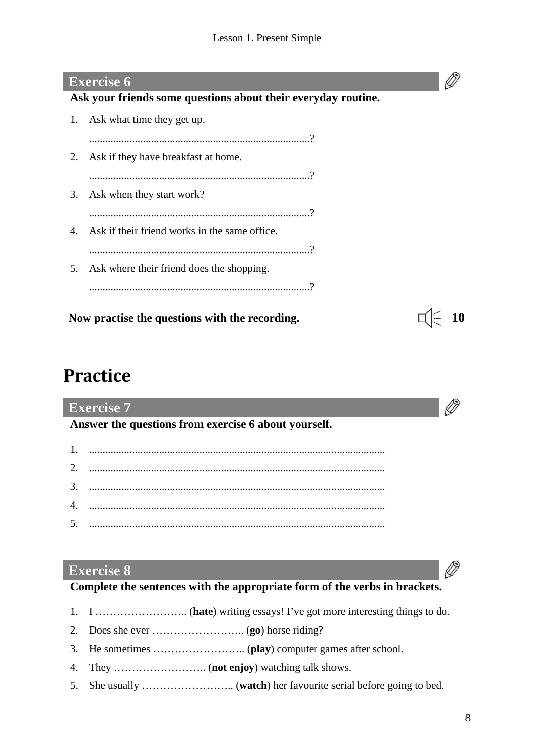## Exercise 6

**Ask your friends some questions about their everyday routine.**

1. Ask what time they get up.

   ..................................................................................?
2. Ask if they have breakfast at home.

   ..................................................................................?
3. Ask when they start work?

   ..................................................................................?
4. Ask if their friend works in the same office.

   ..................................................................................?
5. Ask where their friend does the shopping.

   ..................................................................................?

**Now practise the questions with the recording.** **10**

# Practice

## Exercise 7

**Answer the questions from exercise 6 about yourself.**

1. .............................................................................................................
2. .............................................................................................................
3. .............................................................................................................
4. .............................................................................................................
5. .............................................................................................................

## Exercise 8

**Complete the sentences with the appropriate form of the verbs in brackets.**

1. I …………………….. (**hate**) writing essays! I've got more interesting things to do.
2. Does she ever …………………….. (**go**) horse riding?
3. He sometimes …………………….. (**play**) computer games after school.
4. They …………………….. (**not enjoy**) watching talk shows.
5. She usually …………………….. (**watch**) her favourite serial before going to bed.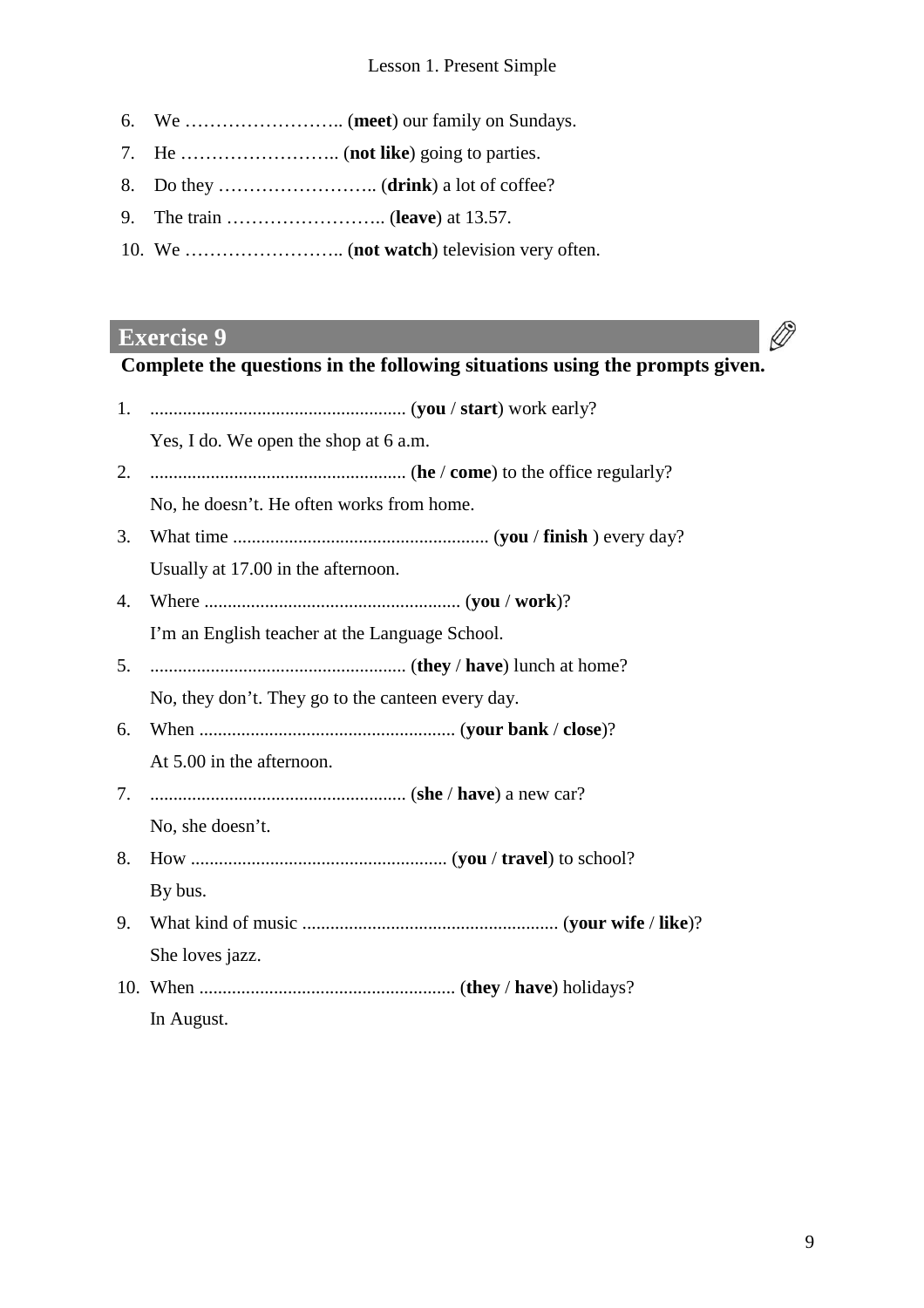6. We …………………….. (**meet**) our family on Sundays.
7. He …………………….. (**not like**) going to parties.
8. Do they …………………….. (**drink**) a lot of coffee?
9. The train …………………….. (**leave**) at 13.57.
10. We …………………….. (**not watch**) television very often.

## Exercise 9

**Complete the questions in the following situations using the prompts given.**

1. ....................................................... (**you** / **start**) work early?
   Yes, I do. We open the shop at 6 a.m.
2. ....................................................... (**he** / **come**) to the office regularly?
   No, he doesn't. He often works from home.
3. What time ....................................................... (**you** / **finish** ) every day?
   Usually at 17.00 in the afternoon.
4. Where ....................................................... (**you** / **work**)?
   I'm an English teacher at the Language School.
5. ....................................................... (**they** / **have**) lunch at home?
   No, they don't. They go to the canteen every day.
6. When ....................................................... (**your bank** / **close**)?
   At 5.00 in the afternoon.
7. ....................................................... (**she** / **have**) a new car?
   No, she doesn't.
8. How ....................................................... (**you** / **travel**) to school?
   By bus.
9. What kind of music ....................................................... (**your wife** / **like**)?
   She loves jazz.
10. When ....................................................... (**they** / **have**) holidays?
    In August.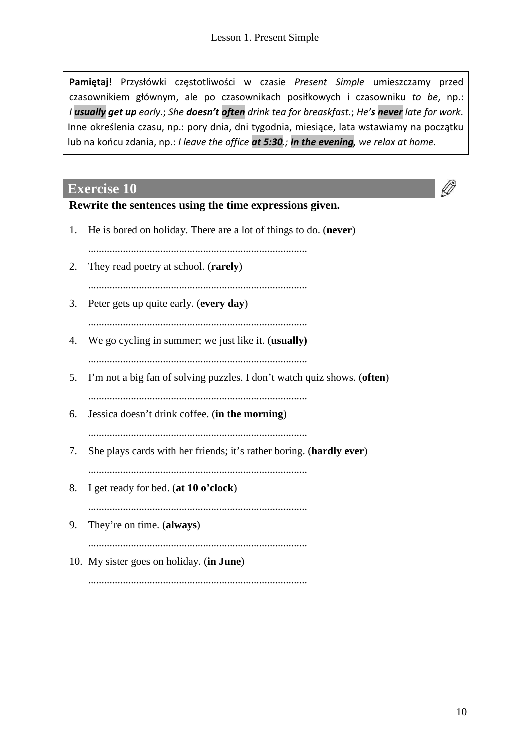**Pamiętaj!** Przysłówki częstotliwości w czasie *Present Simple* umieszczamy przed czasownikiem głównym, ale po czasownikach posiłkowych i czasowniku *to be*, np.: *I **usually get up** early.*; *She **doesn't often** drink tea for breaskfast.*; *He'**s never** late for work.* Inne określenia czasu, np.: pory dnia, dni tygodnia, miesiące, lata wstawiamy na początku lub na końcu zdania, np.: *I leave the office **at 5:30**.; **In the evening**, we relax at home.*

## Exercise 10

**Rewrite the sentences using the time expressions given.**

1. He is bored on holiday. There are a lot of things to do. (**never**)

   ..................................................................................

2. They read poetry at school. (**rarely**)

   ..................................................................................

3. Peter gets up quite early. (**every day**)

   ..................................................................................

4. We go cycling in summer; we just like it. (**usually)**

   ..................................................................................

5. I'm not a big fan of solving puzzles. I don't watch quiz shows. (**often**)

   ..................................................................................

6. Jessica doesn't drink coffee. (**in the morning**)

   ..................................................................................

7. She plays cards with her friends; it's rather boring. (**hardly ever**)

   ..................................................................................

8. I get ready for bed. (**at 10 o'clock**)

   ..................................................................................

9. They're on time. (**always**)

   ..................................................................................

10. My sister goes on holiday. (**in June**)

    ..................................................................................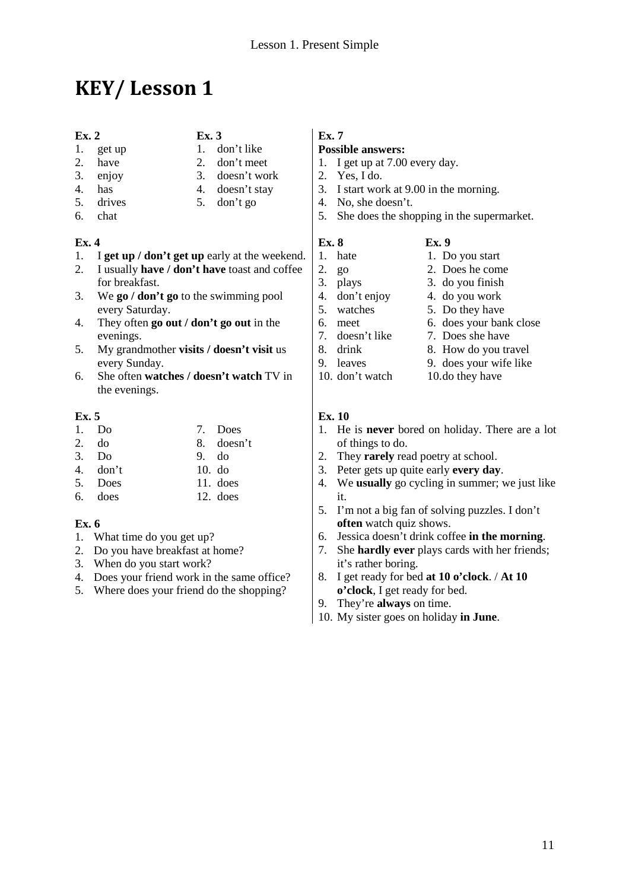# KEY/ Lesson 1

**Ex. 2**

1. get up
2. have
3. enjoy
4. has
5. drives
6. chat

**Ex. 3**

1. don't like
2. don't meet
3. doesn't work
4. doesn't stay
5. don't go

**Ex. 4**

1. I **get up / don't get up** early at the weekend.
2. I usually **have / don't have** toast and coffee for breakfast.
3. We **go / don't go** to the swimming pool every Saturday.
4. They often **go out / don't go out** in the evenings.
5. My grandmother **visits / doesn't visit** us every Sunday.
6. She often **watches / doesn't watch** TV in the evenings.

**Ex. 5**

1. Do
2. do
3. Do
4. don't
5. Does
6. does
7. Does
8. doesn't
9. do
10. do
11. does
12. does

**Ex. 6**

1. What time do you get up?
2. Do you have breakfast at home?
3. When do you start work?
4. Does your friend work in the same office?
5. Where does your friend do the shopping?

**Ex. 7**

**Possible answers:**

1. I get up at 7.00 every day.
2. Yes, I do.
3. I start work at 9.00 in the morning.
4. No, she doesn't.
5. She does the shopping in the supermarket.

**Ex. 8**

1. hate
2. go
3. plays
4. don't enjoy
5. watches
6. meet
7. doesn't like
8. drink
9. leaves
10. don't watch

**Ex. 9**

1. Do you start
2. Does he come
3. do you finish
4. do you work
5. Do they have
6. does your bank close
7. Does she have
8. How do you travel
9. does your wife like
10. do they have

**Ex. 10**

1. He is **never** bored on holiday. There are a lot of things to do.
2. They **rarely** read poetry at school.
3. Peter gets up quite early **every day**.
4. We **usually** go cycling in summer; we just like it.
5. I'm not a big fan of solving puzzles. I don't **often** watch quiz shows.
6. Jessica doesn't drink coffee **in the morning**.
7. She **hardly ever** plays cards with her friends; it's rather boring.
8. I get ready for bed **at 10 o'clock**. / **At 10 o'clock**, I get ready for bed.
9. They're **always** on time.
10. My sister goes on holiday **in June**.